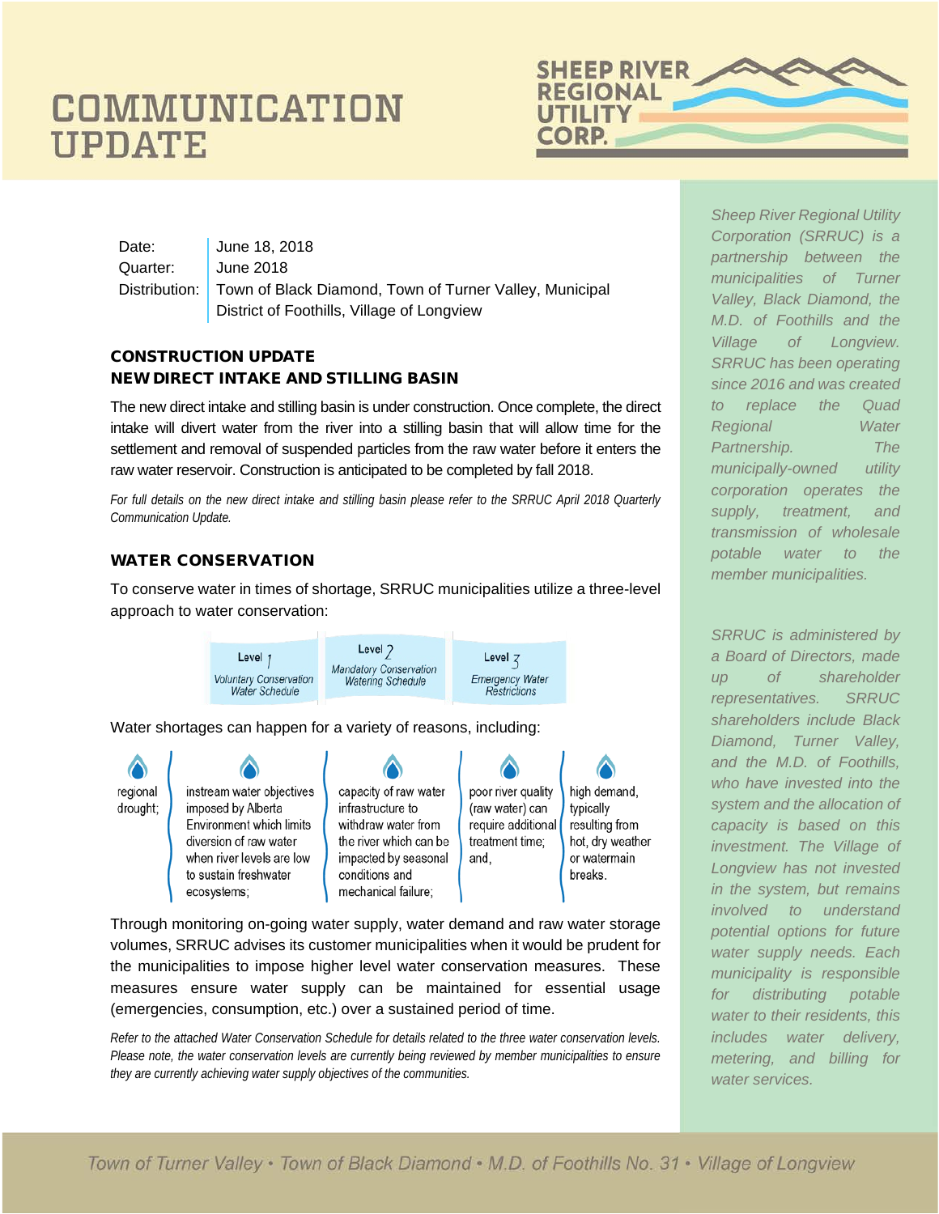# COMMUNICATION UPDATE

SHEEP RIVER REGIONAL UTILITY CORP.

| Date: | June 18, 2018 |
|---|---|
| Quarter: | June 2018 |
| Distribution: | Town of Black Diamond, Town of Turner Valley, Municipal District of Foothills, Village of Longview |

## CONSTRUCTION UPDATE
## NEW DIRECT INTAKE AND STILLING BASIN

The new direct intake and stilling basin is under construction. Once complete, the direct intake will divert water from the river into a stilling basin that will allow time for the settlement and removal of suspended particles from the raw water before it enters the raw water reservoir. Construction is anticipated to be completed by fall 2018.

*For full details on the new direct intake and stilling basin please refer to the SRRUC April 2018 Quarterly Communication Update.*

## WATER CONSERVATION

To conserve water in times of shortage, SRRUC municipalities utilize a three-level approach to water conservation:

| Level 1 | Level 2 | Level 3 |
|---|---|---|
| Voluntary Conservation Water Schedule | Mandatory Conservation Watering Schedule | Emergency Water Restrictions |

Water shortages can happen for a variety of reasons, including:

- regional drought;
- instream water objectives imposed by Alberta Environment which limits diversion of raw water when river levels are low to sustain freshwater ecosystems;
- capacity of raw water infrastructure to withdraw water from the river which can be impacted by seasonal conditions and mechanical failure;
- poor river quality (raw water) can require additional treatment time; and,
- high demand, typically resulting from hot, dry weather or watermain breaks.

Through monitoring on-going water supply, water demand and raw water storage volumes, SRRUC advises its customer municipalities when it would be prudent for the municipalities to impose higher level water conservation measures. These measures ensure water supply can be maintained for essential usage (emergencies, consumption, etc.) over a sustained period of time.

*Refer to the attached Water Conservation Schedule for details related to the three water conservation levels. Please note, the water conservation levels are currently being reviewed by member municipalities to ensure they are currently achieving water supply objectives of the communities.*

*Sheep River Regional Utility Corporation (SRRUC) is a partnership between the municipalities of Turner Valley, Black Diamond, the M.D. of Foothills and the Village of Longview. SRRUC has been operating since 2016 and was created to replace the Quad Regional Water Partnership. The municipally-owned utility corporation operates the supply, treatment, and transmission of wholesale potable water to the member municipalities.*

*SRRUC is administered by a Board of Directors, made up of shareholder representatives. SRRUC shareholders include Black Diamond, Turner Valley, and the M.D. of Foothills, who have invested into the system and the allocation of capacity is based on this investment. The Village of Longview has not invested in the system, but remains involved to understand potential options for future water supply needs. Each municipality is responsible for distributing potable water to their residents, this includes water delivery, metering, and billing for water services.*

*Town of Turner Valley • Town of Black Diamond • M.D. of Foothills No. 31 • Village of Longview*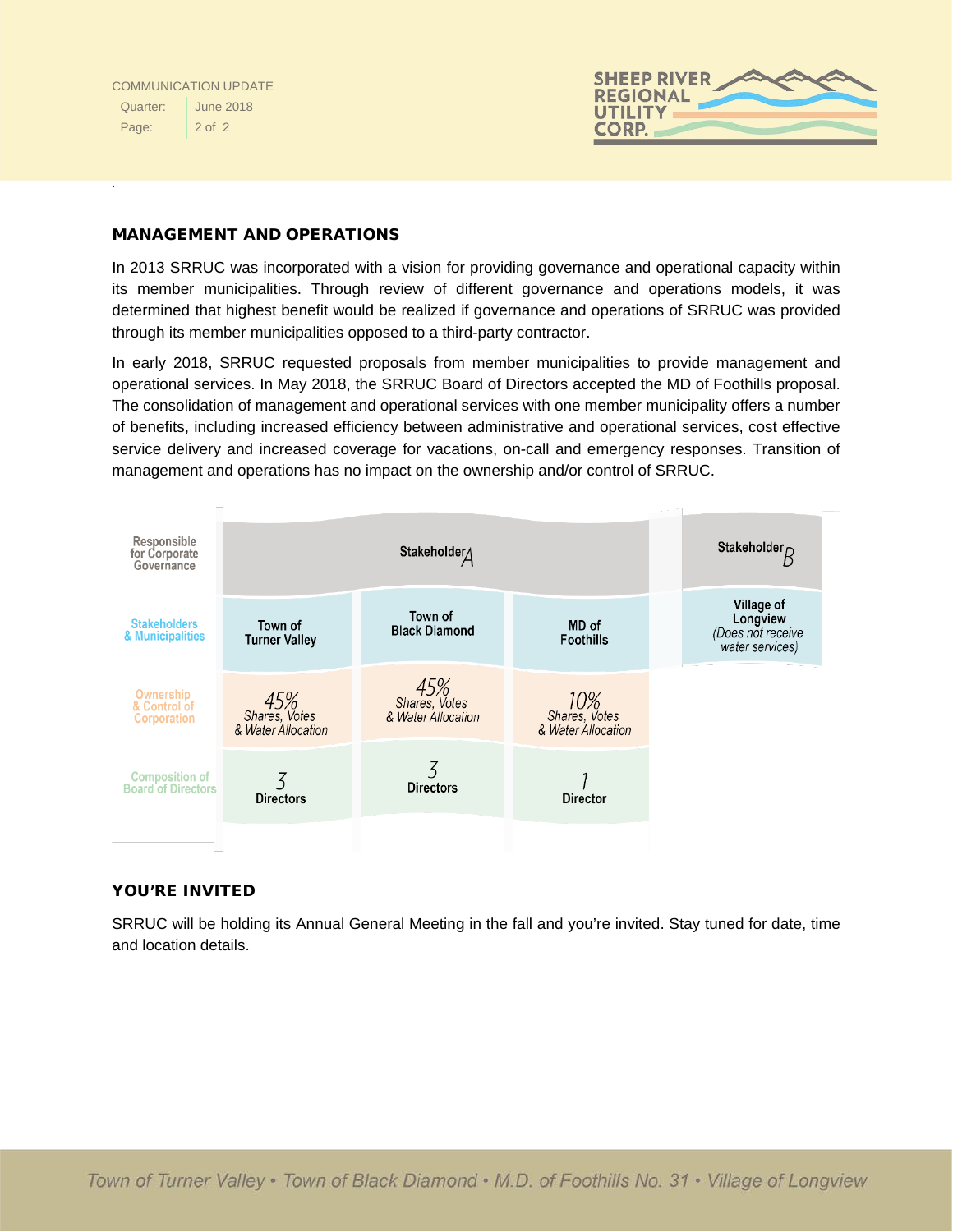## MANAGEMENT AND OPERATIONS

In 2013 SRRUC was incorporated with a vision for providing governance and operational capacity within its member municipalities. Through review of different governance and operations models, it was determined that highest benefit would be realized if governance and operations of SRRUC was provided through its member municipalities opposed to a third-party contractor.

In early 2018, SRRUC requested proposals from member municipalities to provide management and operational services. In May 2018, the SRRUC Board of Directors accepted the MD of Foothills proposal. The consolidation of management and operational services with one member municipality offers a number of benefits, including increased efficiency between administrative and operational services, cost effective service delivery and increased coverage for vacations, on-call and emergency responses. Transition of management and operations has no impact on the ownership and/or control of SRRUC.

| Responsible for Corporate Governance | Stakeholder A | | | Stakeholder B |
|---|---|---|---|---|
| Stakeholders & Municipalities | Town of Turner Valley | Town of Black Diamond | MD of Foothills | Village of Longview *(Does not receive water services)* |
| Ownership & Control of Corporation | 45% Shares, Votes & Water Allocation | 45% Shares, Votes & Water Allocation | 10% Shares, Votes & Water Allocation | |
| Composition of Board of Directors | 3 Directors | 3 Directors | 1 Director | |

## YOU'RE INVITED

SRRUC will be holding its Annual General Meeting in the fall and you're invited. Stay tuned for date, time and location details.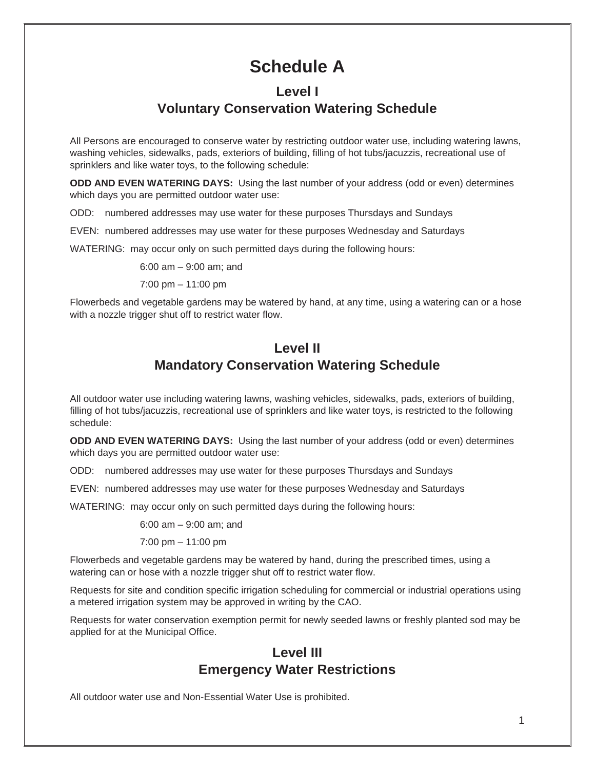# Schedule A

## Level I
## Voluntary Conservation Watering Schedule

All Persons are encouraged to conserve water by restricting outdoor water use, including watering lawns, washing vehicles, sidewalks, pads, exteriors of building, filling of hot tubs/jacuzzis, recreational use of sprinklers and like water toys, to the following schedule:

**ODD AND EVEN WATERING DAYS:** Using the last number of your address (odd or even) determines which days you are permitted outdoor water use:

ODD: numbered addresses may use water for these purposes Thursdays and Sundays

EVEN: numbered addresses may use water for these purposes Wednesday and Saturdays

WATERING: may occur only on such permitted days during the following hours:

6:00 am – 9:00 am; and

7:00 pm – 11:00 pm

Flowerbeds and vegetable gardens may be watered by hand, at any time, using a watering can or a hose with a nozzle trigger shut off to restrict water flow.

## Level II
## Mandatory Conservation Watering Schedule

All outdoor water use including watering lawns, washing vehicles, sidewalks, pads, exteriors of building, filling of hot tubs/jacuzzis, recreational use of sprinklers and like water toys, is restricted to the following schedule:

**ODD AND EVEN WATERING DAYS:** Using the last number of your address (odd or even) determines which days you are permitted outdoor water use:

ODD: numbered addresses may use water for these purposes Thursdays and Sundays

EVEN: numbered addresses may use water for these purposes Wednesday and Saturdays

WATERING: may occur only on such permitted days during the following hours:

6:00 am – 9:00 am; and

7:00 pm – 11:00 pm

Flowerbeds and vegetable gardens may be watered by hand, during the prescribed times, using a watering can or hose with a nozzle trigger shut off to restrict water flow.

Requests for site and condition specific irrigation scheduling for commercial or industrial operations using a metered irrigation system may be approved in writing by the CAO.

Requests for water conservation exemption permit for newly seeded lawns or freshly planted sod may be applied for at the Municipal Office.

## Level III
## Emergency Water Restrictions

All outdoor water use and Non-Essential Water Use is prohibited.